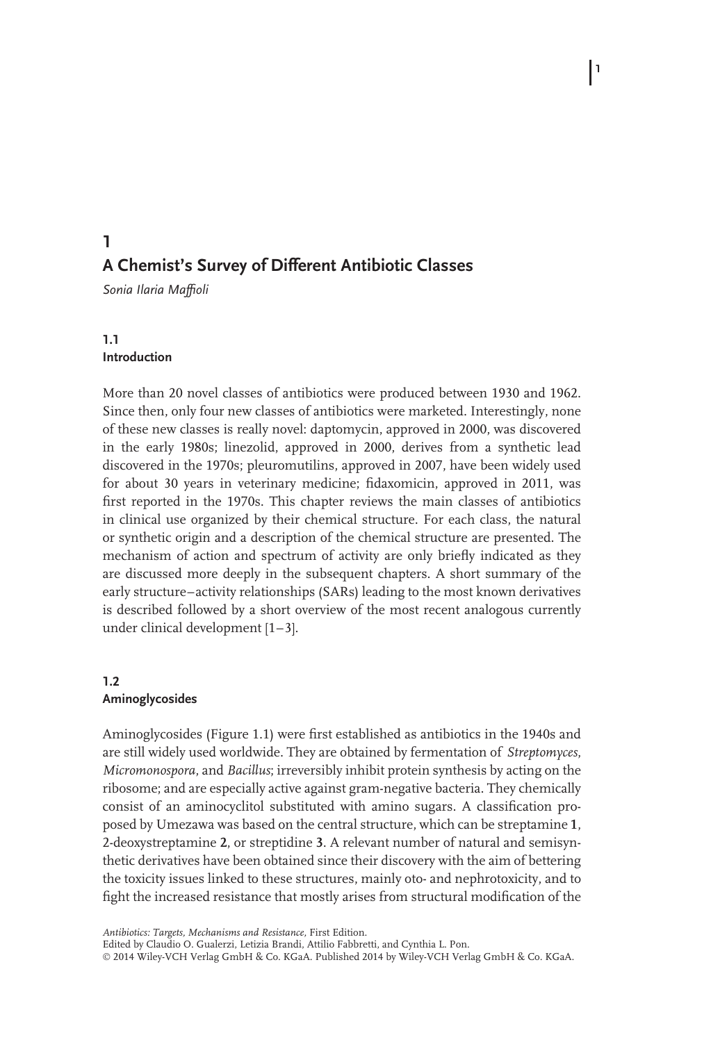# 1 A Chemist's Survey of Different Antibiotic Classes

*Sonia Ilaria Maffioli*

## 1.1 Introduction

More than 20 novel classes of antibiotics were produced between 1930 and 1962. Since then, only four new classes of antibiotics were marketed. Interestingly, none of these new classes is really novel: daptomycin, approved in 2000, was discovered in the early 1980s; linezolid, approved in 2000, derives from a synthetic lead discovered in the 1970s; pleuromutilins, approved in 2007, have been widely used for about 30 years in veterinary medicine; fidaxomicin, approved in 2011, was first reported in the 1970s. This chapter reviews the main classes of antibiotics in clinical use organized by their chemical structure. For each class, the natural or synthetic origin and a description of the chemical structure are presented. The mechanism of action and spectrum of activity are only briefly indicated as they are discussed more deeply in the subsequent chapters. A short summary of the early structure–activity relationships (SARs) leading to the most known derivatives is described followed by a short overview of the most recent analogous currently under clinical development [1–3].

## 1.2 Aminoglycosides

Aminoglycosides (Figure 1.1) were first established as antibiotics in the 1940s and are still widely used worldwide. They are obtained by fermentation of *Streptomyces*, *Micromonospora*, and *Bacillus*; irreversibly inhibit protein synthesis by acting on the ribosome; and are especially active against gram-negative bacteria. They chemically consist of an aminocyclitol substituted with amino sugars. A classification proposed by Umezawa was based on the central structure, which can be streptamine **1**, 2-deoxystreptamine **2**, or streptidine **3**. A relevant number of natural and semisynthetic derivatives have been obtained since their discovery with the aim of bettering the toxicity issues linked to these structures, mainly oto- and nephrotoxicity, and to fight the increased resistance that mostly arises from structural modification of the

*Antibiotics: Targets, Mechanisms and Resistance*, First Edition.
Edited by Claudio O. Gualerzi, Letizia Brandi, Attilio Fabbretti, and Cynthia L. Pon.
© 2014 Wiley-VCH Verlag GmbH & Co. KGaA. Published 2014 by Wiley-VCH Verlag GmbH & Co. KGaA.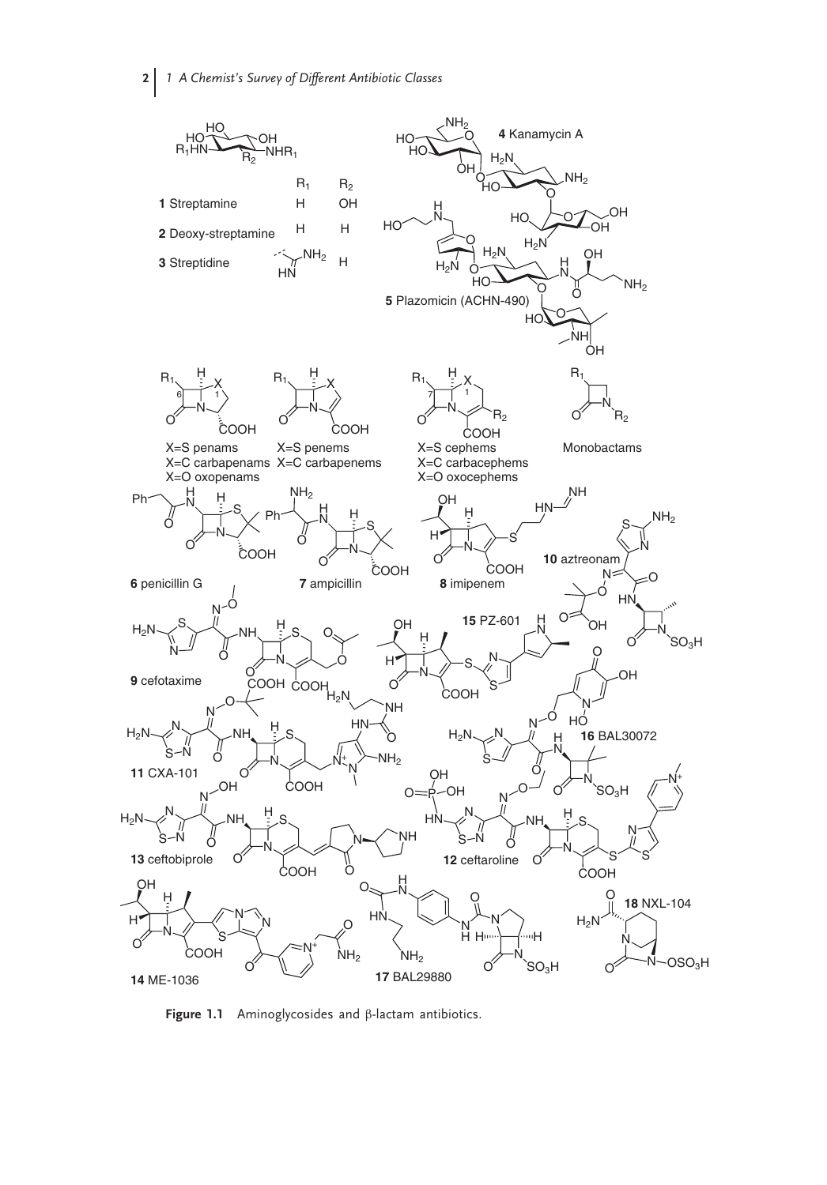Figure 1.1 Aminoglycosides and β-lactam antibiotics.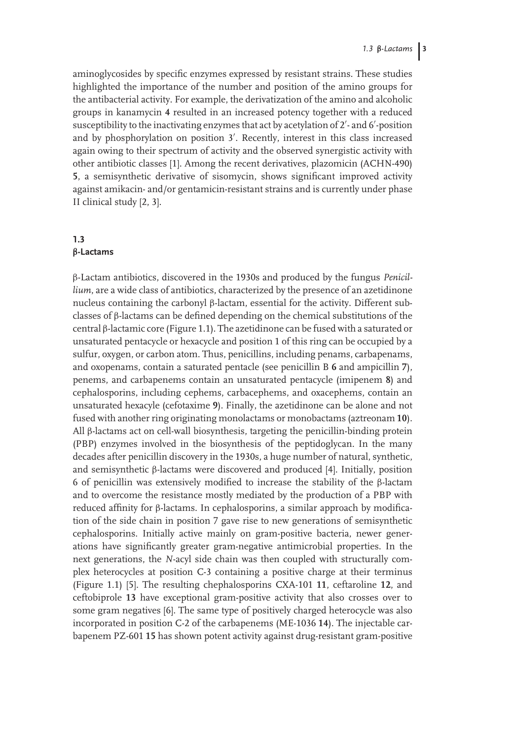aminoglycosides by specific enzymes expressed by resistant strains. These studies highlighted the importance of the number and position of the amino groups for the antibacterial activity. For example, the derivatization of the amino and alcoholic groups in kanamycin **4** resulted in an increased potency together with a reduced susceptibility to the inactivating enzymes that act by acetylation of 2′- and 6′-position and by phosphorylation on position 3′. Recently, interest in this class increased again owing to their spectrum of activity and the observed synergistic activity with other antibiotic classes [1]. Among the recent derivatives, plazomicin (ACHN-490) **5**, a semisynthetic derivative of sisomycin, shows significant improved activity against amikacin- and/or gentamicin-resistant strains and is currently under phase II clinical study [2, 3].

## 1.3 β-Lactams

β-Lactam antibiotics, discovered in the 1930s and produced by the fungus *Penicillium*, are a wide class of antibiotics, characterized by the presence of an azetidinone nucleus containing the carbonyl β-lactam, essential for the activity. Different subclasses of β-lactams can be defined depending on the chemical substitutions of the central β-lactamic core (Figure 1.1). The azetidinone can be fused with a saturated or unsaturated pentacycle or hexacycle and position 1 of this ring can be occupied by a sulfur, oxygen, or carbon atom. Thus, penicillins, including penams, carbapenams, and oxopenams, contain a saturated pentacle (see penicillin B **6** and ampicillin **7**), penems, and carbapenems contain an unsaturated pentacycle (imipenem **8**) and cephalosporins, including cephems, carbacephems, and oxacephems, contain an unsaturated hexacyle (cefotaxime **9**). Finally, the azetidinone can be alone and not fused with another ring originating monolactams or monobactams (aztreonam **10**). All β-lactams act on cell-wall biosynthesis, targeting the penicillin-binding protein (PBP) enzymes involved in the biosynthesis of the peptidoglycan. In the many decades after penicillin discovery in the 1930s, a huge number of natural, synthetic, and semisynthetic β-lactams were discovered and produced [4]. Initially, position 6 of penicillin was extensively modified to increase the stability of the β-lactam and to overcome the resistance mostly mediated by the production of a PBP with reduced affinity for β-lactams. In cephalosporins, a similar approach by modification of the side chain in position 7 gave rise to new generations of semisynthetic cephalosporins. Initially active mainly on gram-positive bacteria, newer generations have significantly greater gram-negative antimicrobial properties. In the next generations, the *N*-acyl side chain was then coupled with structurally complex heterocycles at position C-3 containing a positive charge at their terminus (Figure 1.1) [5]. The resulting chephalosporins CXA-101 **11**, ceftaroline **12**, and ceftobiprole **13** have exceptional gram-positive activity that also crosses over to some gram negatives [6]. The same type of positively charged heterocycle was also incorporated in position C-2 of the carbapenems (ME-1036 **14**). The injectable carbapenem PZ-601 **15** has shown potent activity against drug-resistant gram-positive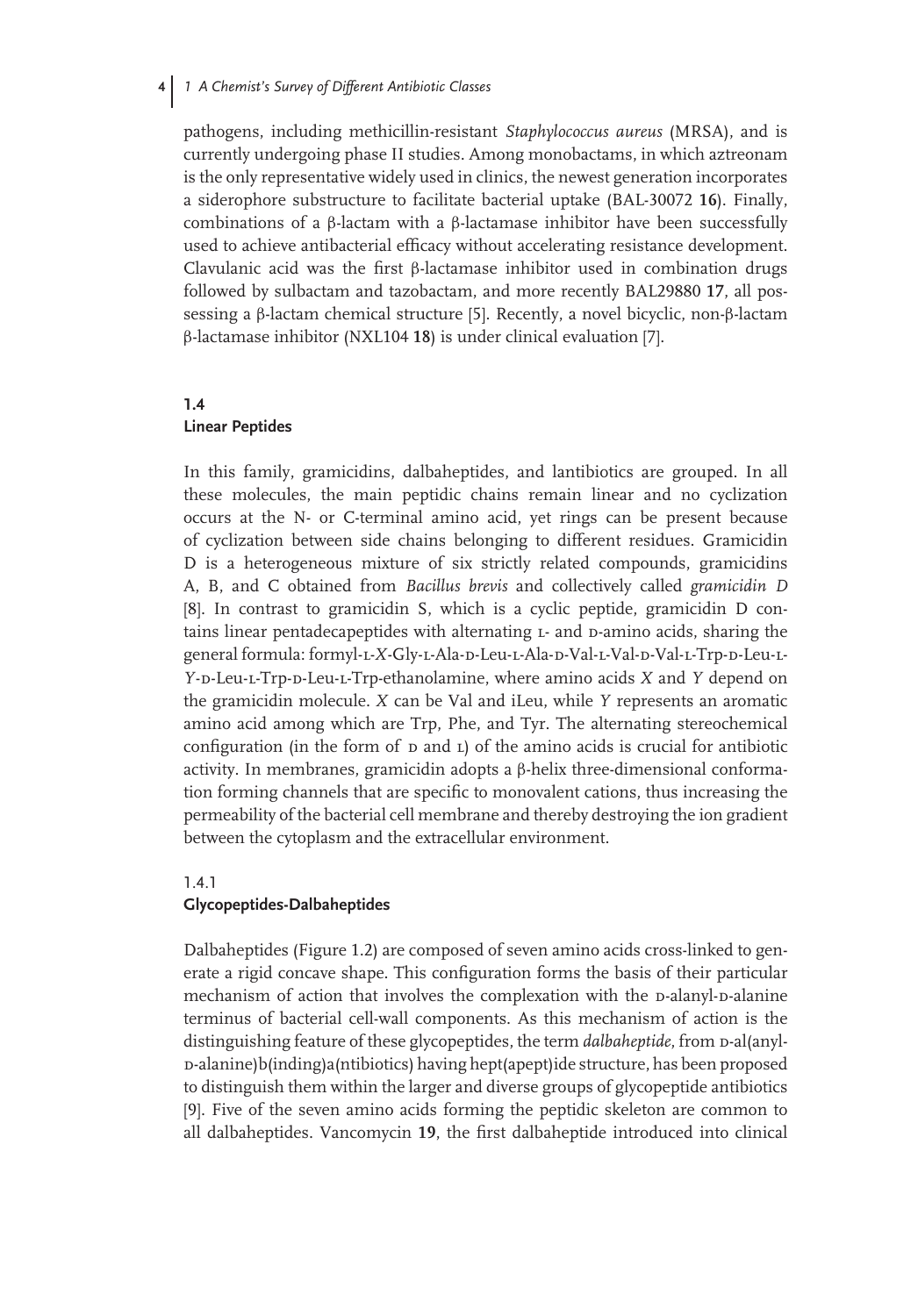pathogens, including methicillin-resistant *Staphylococcus aureus* (MRSA), and is currently undergoing phase II studies. Among monobactams, in which aztreonam is the only representative widely used in clinics, the newest generation incorporates a siderophore substructure to facilitate bacterial uptake (BAL-30072 **16**). Finally, combinations of a β-lactam with a β-lactamase inhibitor have been successfully used to achieve antibacterial efficacy without accelerating resistance development. Clavulanic acid was the first β-lactamase inhibitor used in combination drugs followed by sulbactam and tazobactam, and more recently BAL29880 **17**, all possessing a β-lactam chemical structure [5]. Recently, a novel bicyclic, non-β-lactam β-lactamase inhibitor (NXL104 **18**) is under clinical evaluation [7].

## 1.4 Linear Peptides

In this family, gramicidins, dalbaheptides, and lantibiotics are grouped. In all these molecules, the main peptidic chains remain linear and no cyclization occurs at the N- or C-terminal amino acid, yet rings can be present because of cyclization between side chains belonging to different residues. Gramicidin D is a heterogeneous mixture of six strictly related compounds, gramicidins A, B, and C obtained from *Bacillus brevis* and collectively called *gramicidin D* [8]. In contrast to gramicidin S, which is a cyclic peptide, gramicidin D contains linear pentadecapeptides with alternating L- and D-amino acids, sharing the general formula: formyl-L-*X*-Gly-L-Ala-D-Leu-L-Ala-D-Val-L-Val-D-Val-L-Trp-D-Leu-L-*Y*-D-Leu-L-Trp-D-Leu-L-Trp-ethanolamine, where amino acids *X* and *Y* depend on the gramicidin molecule. *X* can be Val and iLeu, while *Y* represents an aromatic amino acid among which are Trp, Phe, and Tyr. The alternating stereochemical configuration (in the form of D and L) of the amino acids is crucial for antibiotic activity. In membranes, gramicidin adopts a β-helix three-dimensional conformation forming channels that are specific to monovalent cations, thus increasing the permeability of the bacterial cell membrane and thereby destroying the ion gradient between the cytoplasm and the extracellular environment.

### 1.4.1 Glycopeptides-Dalbaheptides

Dalbaheptides (Figure 1.2) are composed of seven amino acids cross-linked to generate a rigid concave shape. This configuration forms the basis of their particular mechanism of action that involves the complexation with the D-alanyl-D-alanine terminus of bacterial cell-wall components. As this mechanism of action is the distinguishing feature of these glycopeptides, the term *dalbaheptide*, from D-al(anyl-D-alanine)b(inding)a(ntibiotics) having hept(apept)ide structure, has been proposed to distinguish them within the larger and diverse groups of glycopeptide antibiotics [9]. Five of the seven amino acids forming the peptidic skeleton are common to all dalbaheptides. Vancomycin **19**, the first dalbaheptide introduced into clinical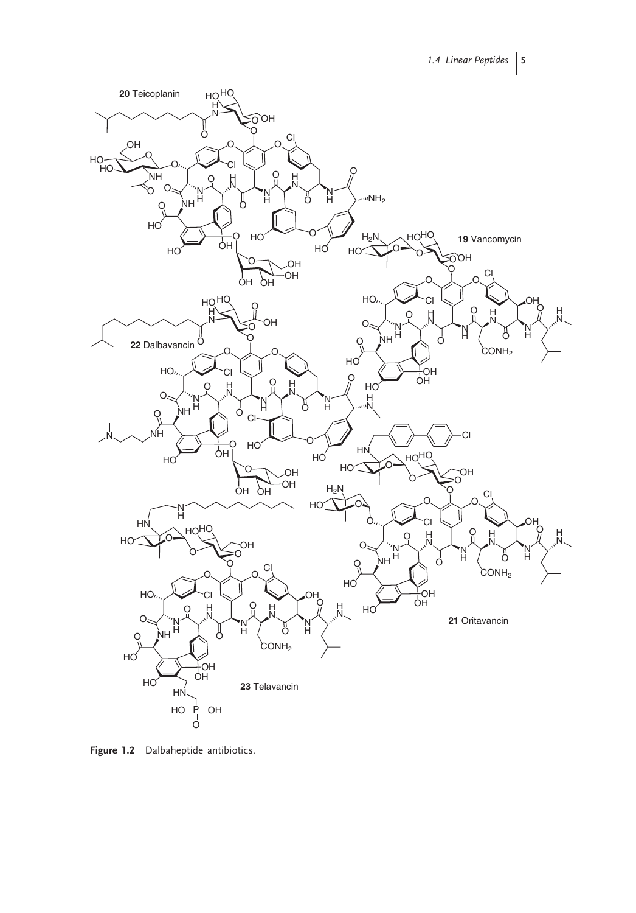Figure 1.2 Dalbaheptide antibiotics.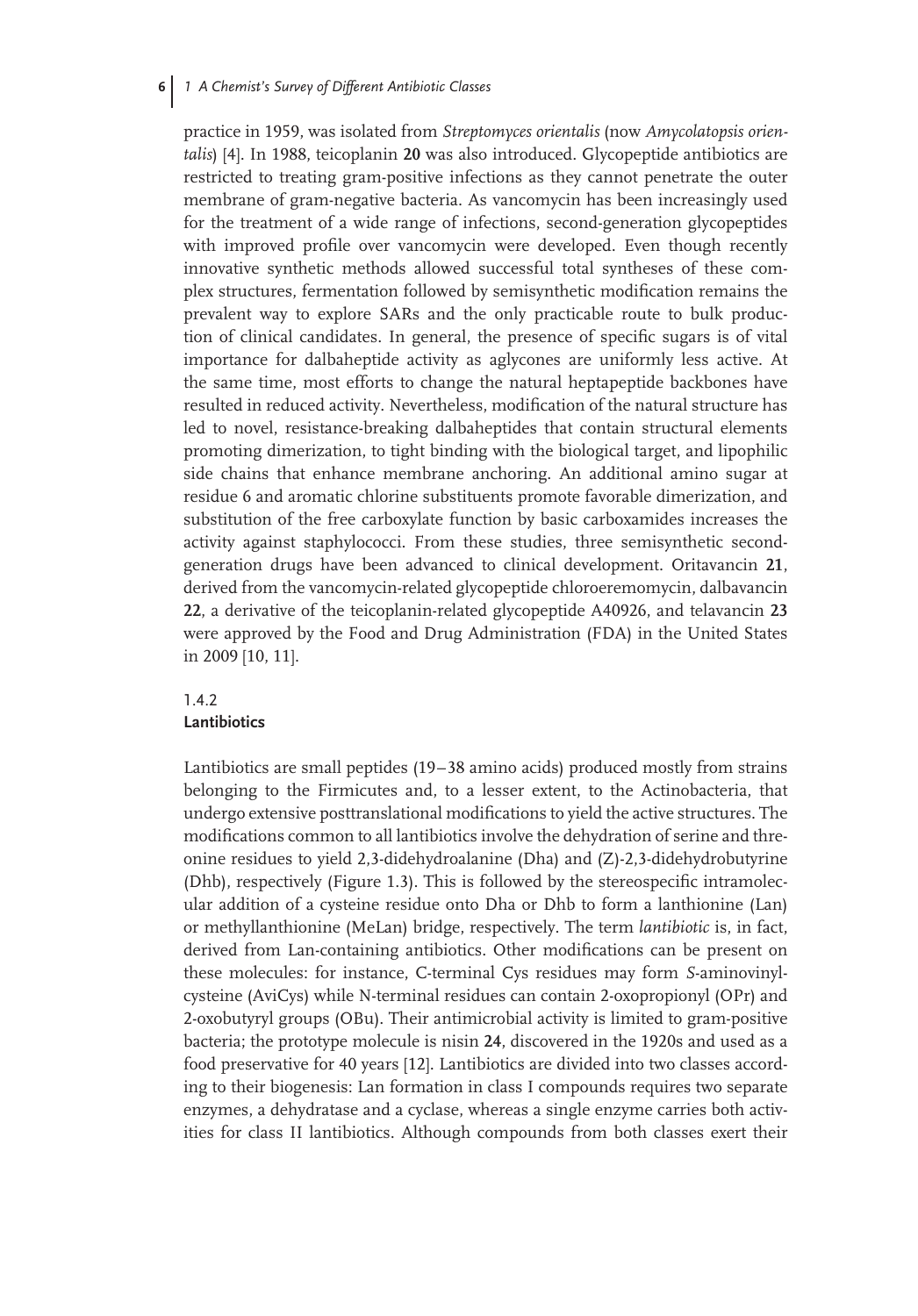practice in 1959, was isolated from *Streptomyces orientalis* (now *Amycolatopsis orientalis*) [4]. In 1988, teicoplanin **20** was also introduced. Glycopeptide antibiotics are restricted to treating gram-positive infections as they cannot penetrate the outer membrane of gram-negative bacteria. As vancomycin has been increasingly used for the treatment of a wide range of infections, second-generation glycopeptides with improved profile over vancomycin were developed. Even though recently innovative synthetic methods allowed successful total syntheses of these complex structures, fermentation followed by semisynthetic modification remains the prevalent way to explore SARs and the only practicable route to bulk production of clinical candidates. In general, the presence of specific sugars is of vital importance for dalbaheptide activity as aglycones are uniformly less active. At the same time, most efforts to change the natural heptapeptide backbones have resulted in reduced activity. Nevertheless, modification of the natural structure has led to novel, resistance-breaking dalbaheptides that contain structural elements promoting dimerization, to tight binding with the biological target, and lipophilic side chains that enhance membrane anchoring. An additional amino sugar at residue 6 and aromatic chlorine substituents promote favorable dimerization, and substitution of the free carboxylate function by basic carboxamides increases the activity against staphylococci. From these studies, three semisynthetic second-generation drugs have been advanced to clinical development. Oritavancin **21**, derived from the vancomycin-related glycopeptide chloroeremomycin, dalbavancin **22**, a derivative of the teicoplanin-related glycopeptide A40926, and telavancin **23** were approved by the Food and Drug Administration (FDA) in the United States in 2009 [10, 11].

### 1.4.2 Lantibiotics

Lantibiotics are small peptides (19–38 amino acids) produced mostly from strains belonging to the Firmicutes and, to a lesser extent, to the Actinobacteria, that undergo extensive posttranslational modifications to yield the active structures. The modifications common to all lantibiotics involve the dehydration of serine and threonine residues to yield 2,3-didehydroalanine (Dha) and (Z)-2,3-didehydrobutyrine (Dhb), respectively (Figure 1.3). This is followed by the stereospecific intramolecular addition of a cysteine residue onto Dha or Dhb to form a lanthionine (Lan) or methyllanthionine (MeLan) bridge, respectively. The term *lantibiotic* is, in fact, derived from Lan-containing antibiotics. Other modifications can be present on these molecules: for instance, C-terminal Cys residues may form *S*-aminovinylcysteine (AviCys) while N-terminal residues can contain 2-oxopropionyl (OPr) and 2-oxobutyryl groups (OBu). Their antimicrobial activity is limited to gram-positive bacteria; the prototype molecule is nisin **24**, discovered in the 1920s and used as a food preservative for 40 years [12]. Lantibiotics are divided into two classes according to their biogenesis: Lan formation in class I compounds requires two separate enzymes, a dehydratase and a cyclase, whereas a single enzyme carries both activities for class II lantibiotics. Although compounds from both classes exert their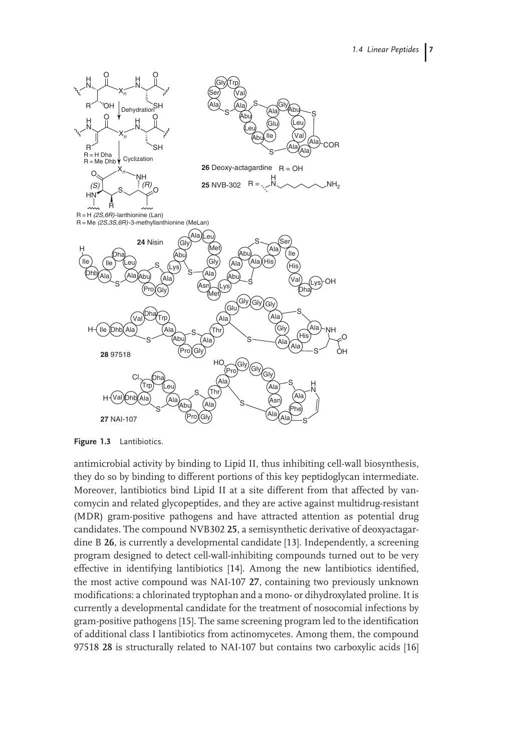Figure 1.3 Lantibiotics.

antimicrobial activity by binding to Lipid II, thus inhibiting cell-wall biosynthesis, they do so by binding to different portions of this key peptidoglycan intermediate. Moreover, lantibiotics bind Lipid II at a site different from that affected by vancomycin and related glycopeptides, and they are active against multidrug-resistant (MDR) gram-positive pathogens and have attracted attention as potential drug candidates. The compound NVB302 **25**, a semisynthetic derivative of deoxyactagardine B **26**, is currently a developmental candidate [13]. Independently, a screening program designed to detect cell-wall-inhibiting compounds turned out to be very effective in identifying lantibiotics [14]. Among the new lantibiotics identified, the most active compound was NAI-107 **27**, containing two previously unknown modifications: a chlorinated tryptophan and a mono- or dihydroxylated proline. It is currently a developmental candidate for the treatment of nosocomial infections by gram-positive pathogens [15]. The same screening program led to the identification of additional class I lantibiotics from actinomycetes. Among them, the compound 97518 **28** is structurally related to NAI-107 but contains two carboxylic acids [16]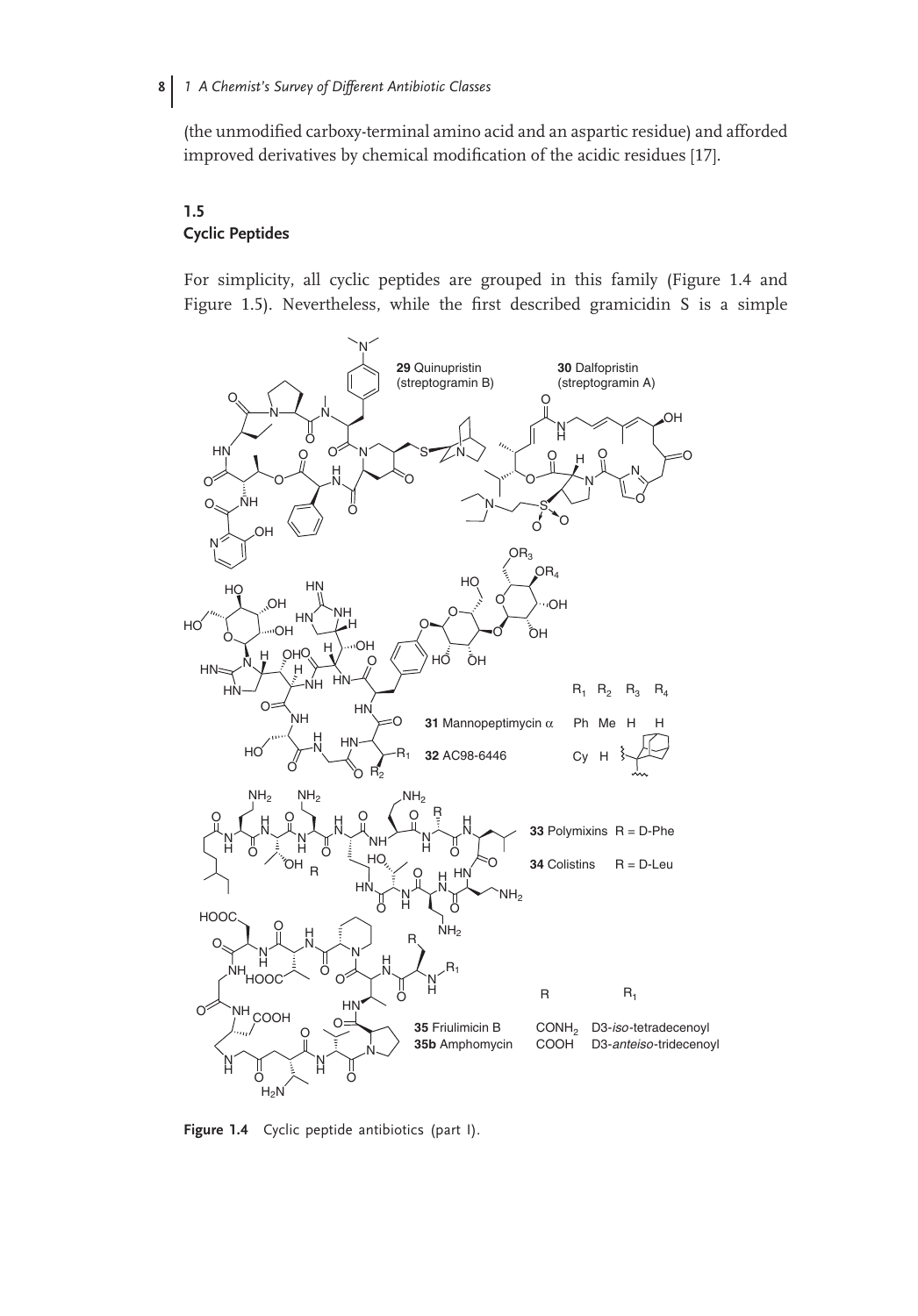(the unmodified carboxy-terminal amino acid and an aspartic residue) and afforded improved derivatives by chemical modification of the acidic residues [17].

## 1.5 Cyclic Peptides

For simplicity, all cyclic peptides are grouped in this family (Figure 1.4 and Figure 1.5). Nevertheless, while the first described gramicidin S is a simple

Figure 1.4 Cyclic peptide antibiotics (part I).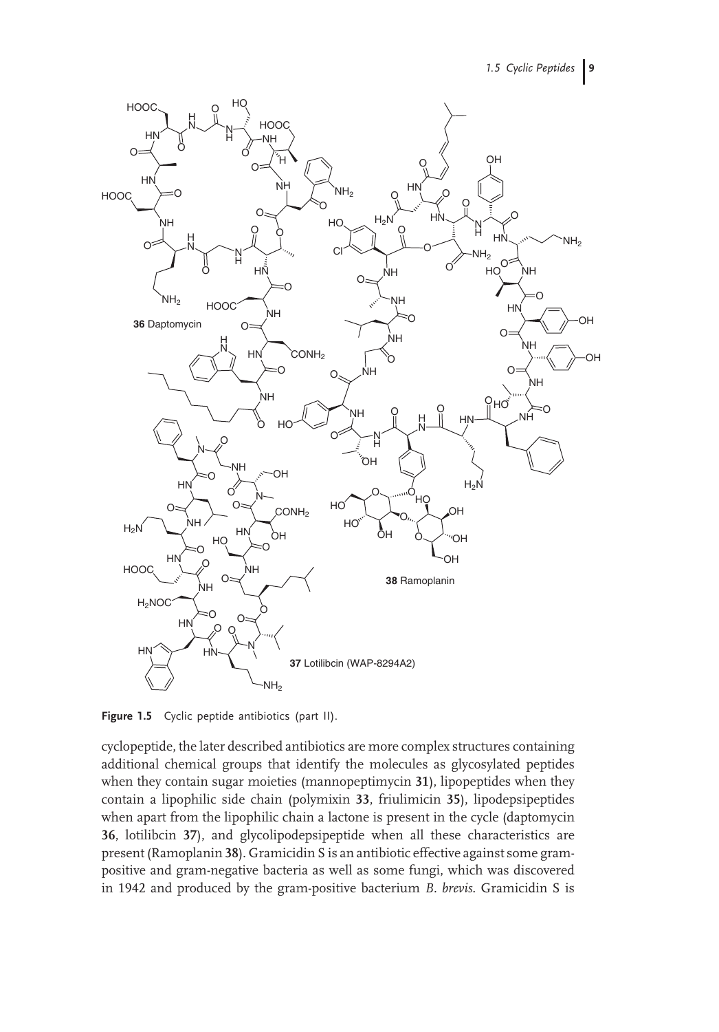Figure 1.5 Cyclic peptide antibiotics (part II).

cyclopeptide, the later described antibiotics are more complex structures containing additional chemical groups that identify the molecules as glycosylated peptides when they contain sugar moieties (mannopeptimycin **31**), lipopeptides when they contain a lipophilic side chain (polymixin **33**, friulimicin **35**), lipodepsipeptides when apart from the lipophilic chain a lactone is present in the cycle (daptomycin **36**, lotilibcin **37**), and glycolipodepsipeptide when all these characteristics are present (Ramoplanin **38**). Gramicidin S is an antibiotic effective against some gram-positive and gram-negative bacteria as well as some fungi, which was discovered in 1942 and produced by the gram-positive bacterium *B. brevis*. Gramicidin S is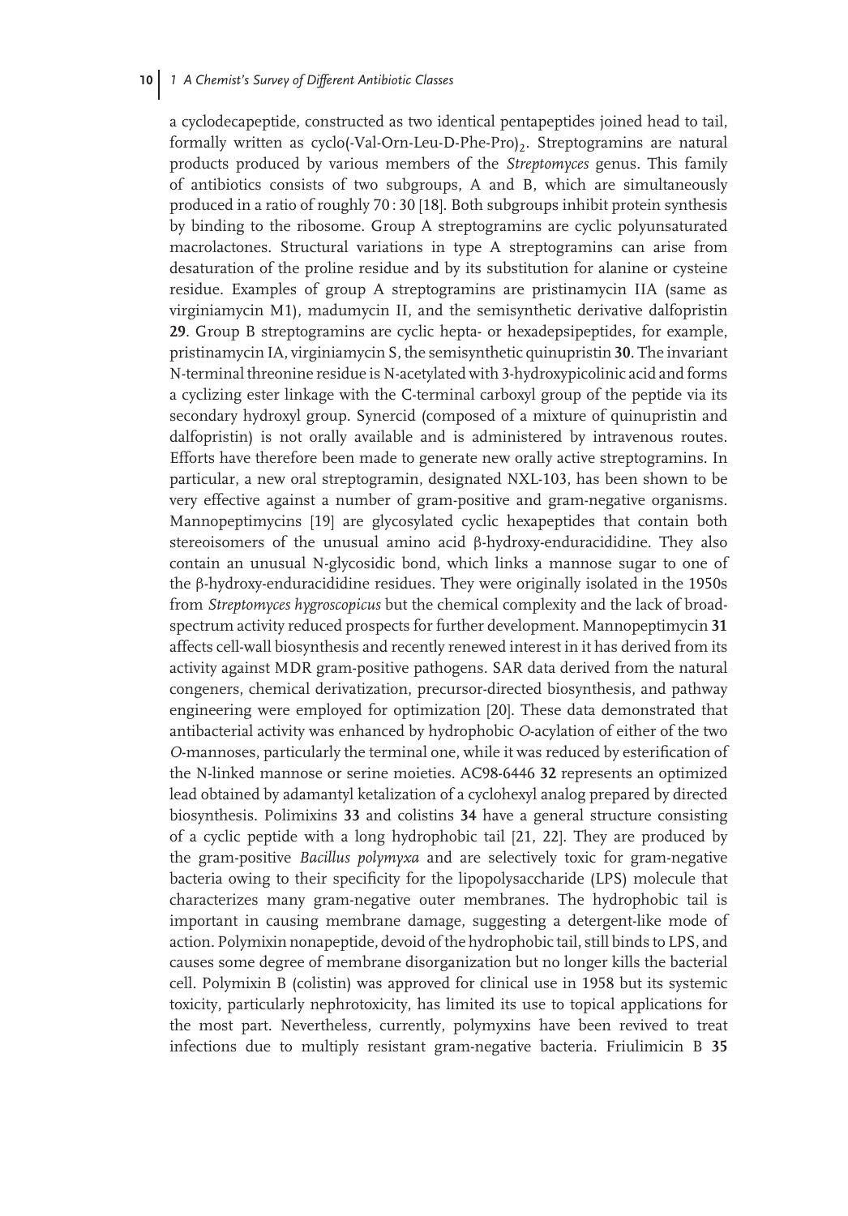a cyclodecapeptide, constructed as two identical pentapeptides joined head to tail, formally written as cyclo(-Val-Orn-Leu-D-Phe-Pro)$_2$. Streptogramins are natural products produced by various members of the *Streptomyces* genus. This family of antibiotics consists of two subgroups, A and B, which are simultaneously produced in a ratio of roughly 70 : 30 [18]. Both subgroups inhibit protein synthesis by binding to the ribosome. Group A streptogramins are cyclic polyunsaturated macrolactones. Structural variations in type A streptogramins can arise from desaturation of the proline residue and by its substitution for alanine or cysteine residue. Examples of group A streptogramins are pristinamycin IIA (same as virginiamycin M1), madumycin II, and the semisynthetic derivative dalfopristin **29**. Group B streptogramins are cyclic hepta- or hexadepsipeptides, for example, pristinamycin IA, virginiamycin S, the semisynthetic quinupristin **30**. The invariant N-terminal threonine residue is N-acetylated with 3-hydroxypicolinic acid and forms a cyclizing ester linkage with the C-terminal carboxyl group of the peptide via its secondary hydroxyl group. Synercid (composed of a mixture of quinupristin and dalfopristin) is not orally available and is administered by intravenous routes. Efforts have therefore been made to generate new orally active streptogramins. In particular, a new oral streptogramin, designated NXL-103, has been shown to be very effective against a number of gram-positive and gram-negative organisms. Mannopeptimycins [19] are glycosylated cyclic hexapeptides that contain both stereoisomers of the unusual amino acid β-hydroxy-enduracididine. They also contain an unusual N-glycosidic bond, which links a mannose sugar to one of the β-hydroxy-enduracididine residues. They were originally isolated in the 1950s from *Streptomyces hygroscopicus* but the chemical complexity and the lack of broad-spectrum activity reduced prospects for further development. Mannopeptimycin **31** affects cell-wall biosynthesis and recently renewed interest in it has derived from its activity against MDR gram-positive pathogens. SAR data derived from the natural congeners, chemical derivatization, precursor-directed biosynthesis, and pathway engineering were employed for optimization [20]. These data demonstrated that antibacterial activity was enhanced by hydrophobic *O*-acylation of either of the two *O*-mannoses, particularly the terminal one, while it was reduced by esterification of the N-linked mannose or serine moieties. AC98-6446 **32** represents an optimized lead obtained by adamantyl ketalization of a cyclohexyl analog prepared by directed biosynthesis. Polimixins **33** and colistins **34** have a general structure consisting of a cyclic peptide with a long hydrophobic tail [21, 22]. They are produced by the gram-positive *Bacillus polymyxa* and are selectively toxic for gram-negative bacteria owing to their specificity for the lipopolysaccharide (LPS) molecule that characterizes many gram-negative outer membranes. The hydrophobic tail is important in causing membrane damage, suggesting a detergent-like mode of action. Polymixin nonapeptide, devoid of the hydrophobic tail, still binds to LPS, and causes some degree of membrane disorganization but no longer kills the bacterial cell. Polymixin B (colistin) was approved for clinical use in 1958 but its systemic toxicity, particularly nephrotoxicity, has limited its use to topical applications for the most part. Nevertheless, currently, polymyxins have been revived to treat infections due to multiply resistant gram-negative bacteria. Friulimicin B **35**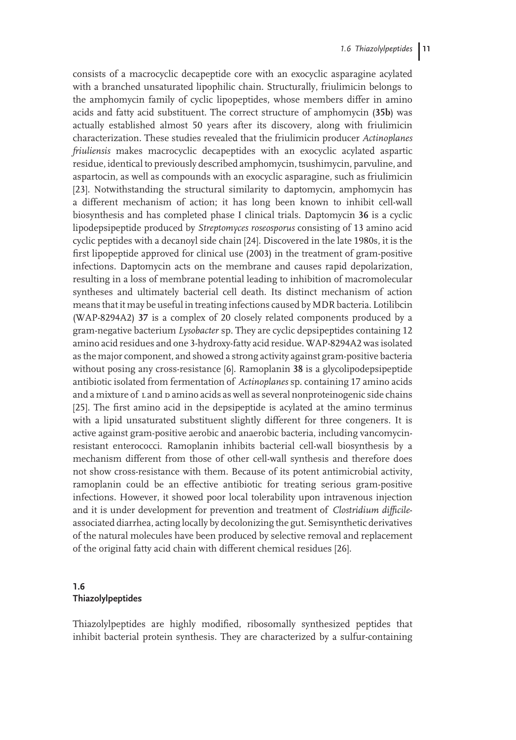consists of a macrocyclic decapeptide core with an exocyclic asparagine acylated with a branched unsaturated lipophilic chain. Structurally, friulimicin belongs to the amphomycin family of cyclic lipopeptides, whose members differ in amino acids and fatty acid substituent. The correct structure of amphomycin (**35b**) was actually established almost 50 years after its discovery, along with friulimicin characterization. These studies revealed that the friulimicin producer *Actinoplanes friuliensis* makes macrocyclic decapeptides with an exocyclic acylated aspartic residue, identical to previously described amphomycin, tsushimycin, parvuline, and aspartocin, as well as compounds with an exocyclic asparagine, such as friulimicin [23]. Notwithstanding the structural similarity to daptomycin, amphomycin has a different mechanism of action; it has long been known to inhibit cell-wall biosynthesis and has completed phase I clinical trials. Daptomycin **36** is a cyclic lipodepsipeptide produced by *Streptomyces roseosporus* consisting of 13 amino acid cyclic peptides with a decanoyl side chain [24]. Discovered in the late 1980s, it is the first lipopeptide approved for clinical use (2003) in the treatment of gram-positive infections. Daptomycin acts on the membrane and causes rapid depolarization, resulting in a loss of membrane potential leading to inhibition of macromolecular syntheses and ultimately bacterial cell death. Its distinct mechanism of action means that it may be useful in treating infections caused by MDR bacteria. Lotilibcin (WAP-8294A2) **37** is a complex of 20 closely related components produced by a gram-negative bacterium *Lysobacter* sp. They are cyclic depsipeptides containing 12 amino acid residues and one 3-hydroxy-fatty acid residue. WAP-8294A2 was isolated as the major component, and showed a strong activity against gram-positive bacteria without posing any cross-resistance [6]. Ramoplanin **38** is a glycolipodepsipeptide antibiotic isolated from fermentation of *Actinoplanes* sp. containing 17 amino acids and a mixture of L and D amino acids as well as several nonproteinogenic side chains [25]. The first amino acid in the depsipeptide is acylated at the amino terminus with a lipid unsaturated substituent slightly different for three congeners. It is active against gram-positive aerobic and anaerobic bacteria, including vancomycin-resistant enterococci. Ramoplanin inhibits bacterial cell-wall biosynthesis by a mechanism different from those of other cell-wall synthesis and therefore does not show cross-resistance with them. Because of its potent antimicrobial activity, ramoplanin could be an effective antibiotic for treating serious gram-positive infections. However, it showed poor local tolerability upon intravenous injection and it is under development for prevention and treatment of *Clostridium difficile*-associated diarrhea, acting locally by decolonizing the gut. Semisynthetic derivatives of the natural molecules have been produced by selective removal and replacement of the original fatty acid chain with different chemical residues [26].

## 1.6 Thiazolylpeptides

Thiazolylpeptides are highly modified, ribosomally synthesized peptides that inhibit bacterial protein synthesis. They are characterized by a sulfur-containing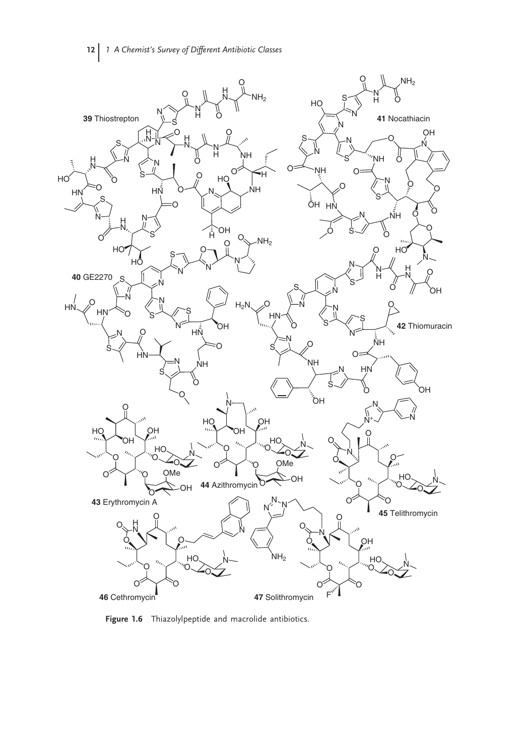**Figure 1.6** Thiazolylpeptide and macrolide antibiotics.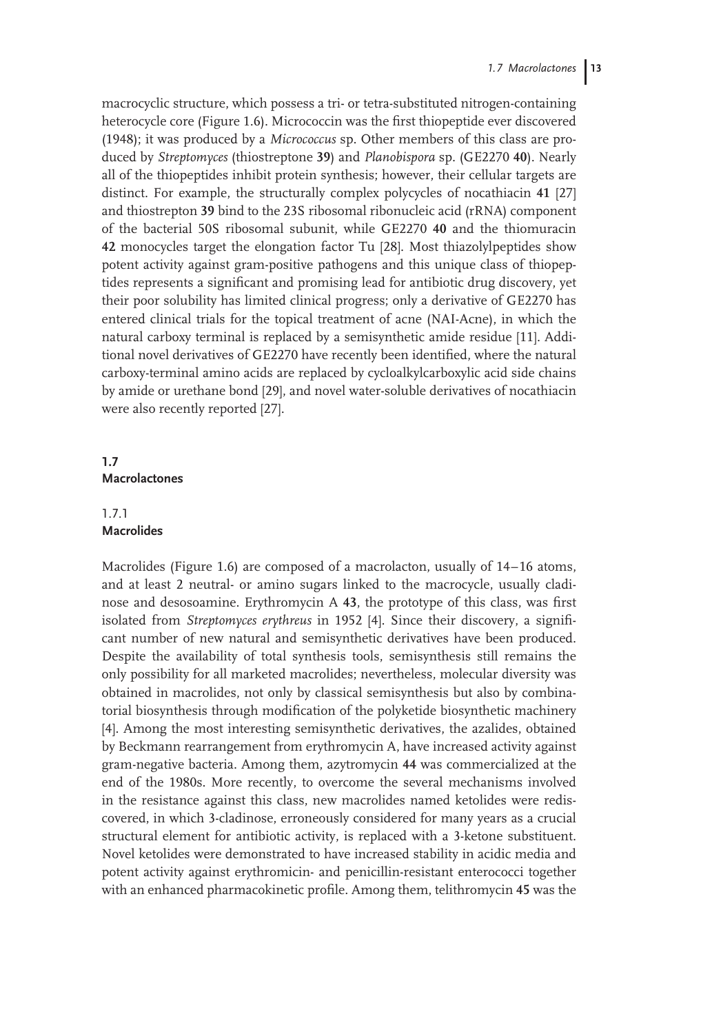macrocyclic structure, which possess a tri- or tetra-substituted nitrogen-containing heterocycle core (Figure 1.6). Micrococcin was the first thiopeptide ever discovered (1948); it was produced by a *Micrococcus* sp. Other members of this class are produced by *Streptomyces* (thiostreptone **39**) and *Planobispora* sp. (GE2270 **40**). Nearly all of the thiopeptides inhibit protein synthesis; however, their cellular targets are distinct. For example, the structurally complex polycycles of nocathiacin **41** [27] and thiostrepton **39** bind to the 23S ribosomal ribonucleic acid (rRNA) component of the bacterial 50S ribosomal subunit, while GE2270 **40** and the thiomuracin **42** monocycles target the elongation factor Tu [28]. Most thiazolylpeptides show potent activity against gram-positive pathogens and this unique class of thiopeptides represents a significant and promising lead for antibiotic drug discovery, yet their poor solubility has limited clinical progress; only a derivative of GE2270 has entered clinical trials for the topical treatment of acne (NAI-Acne), in which the natural carboxy terminal is replaced by a semisynthetic amide residue [11]. Additional novel derivatives of GE2270 have recently been identified, where the natural carboxy-terminal amino acids are replaced by cycloalkylcarboxylic acid side chains by amide or urethane bond [29], and novel water-soluble derivatives of nocathiacin were also recently reported [27].

## 1.7 Macrolactones

### 1.7.1 Macrolides

Macrolides (Figure 1.6) are composed of a macrolacton, usually of 14–16 atoms, and at least 2 neutral- or amino sugars linked to the macrocycle, usually cladinose and desosoamine. Erythromycin A **43**, the prototype of this class, was first isolated from *Streptomyces erythreus* in 1952 [4]. Since their discovery, a significant number of new natural and semisynthetic derivatives have been produced. Despite the availability of total synthesis tools, semisynthesis still remains the only possibility for all marketed macrolides; nevertheless, molecular diversity was obtained in macrolides, not only by classical semisynthesis but also by combinatorial biosynthesis through modification of the polyketide biosynthetic machinery [4]. Among the most interesting semisynthetic derivatives, the azalides, obtained by Beckmann rearrangement from erythromycin A, have increased activity against gram-negative bacteria. Among them, azytromycin **44** was commercialized at the end of the 1980s. More recently, to overcome the several mechanisms involved in the resistance against this class, new macrolides named ketolides were rediscovered, in which 3-cladinose, erroneously considered for many years as a crucial structural element for antibiotic activity, is replaced with a 3-ketone substituent. Novel ketolides were demonstrated to have increased stability in acidic media and potent activity against erythromicin- and penicillin-resistant enterococci together with an enhanced pharmacokinetic profile. Among them, telithromycin **45** was the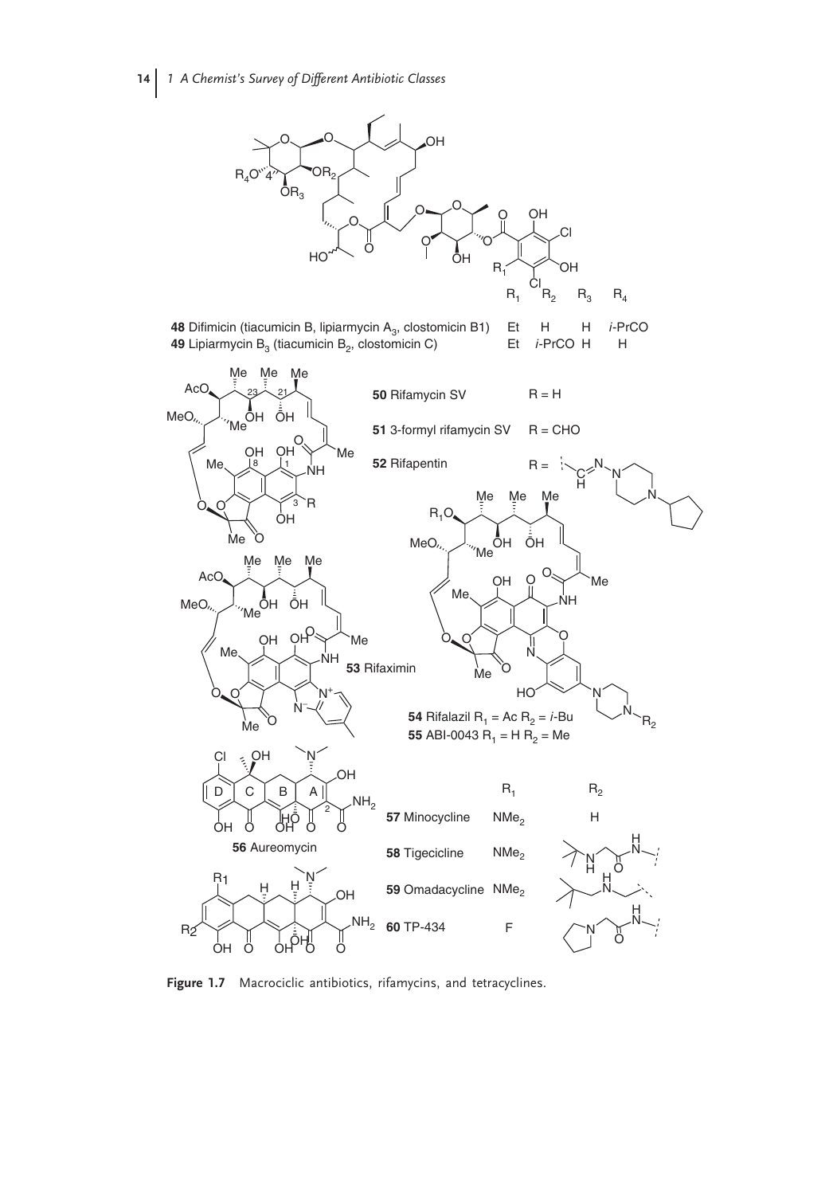| | $R_1$ | $R_2$ | $R_3$ | $R_4$ |
|---|---|---|---|---|
| **48** Difimicin (tiacumicin B, lipiarmycin $A_3$, clostomicin B1) | Et | H | H | *i*-PrCO |
| **49** Lipiarmycin $B_3$ (tiacumicin $B_2$, clostomicin C) | Et | *i*-PrCO | H | H |

**50** Rifamycin SV R = H

**51** 3-formyl rifamycin SV R = CHO

**52** Rifapentin R = CH=N–N(piperazinyl)–cyclopentyl

**53** Rifaximin

**54** Rifalazil $R_1$ = Ac $R_2$ = *i*-Bu

**55** ABI-0043 $R_1$ = H $R_2$ = Me

**56** Aureomycin

| | $R_1$ | $R_2$ |
|---|---|---|
| **57** Minocycline | $NMe_2$ | H |
| **58** Tigecicline | $NMe_2$ | *t*-BuNHCH$_2$C(O)NH– |
| **59** Omadacycline | $NMe_2$ | *t*-BuCH$_2$NHCH$_2$– |
| **60** TP-434 | F | pyrrolidinyl-CH$_2$C(O)NH– |

**Figure 1.7** Macrociclic antibiotics, rifamycins, and tetracyclines.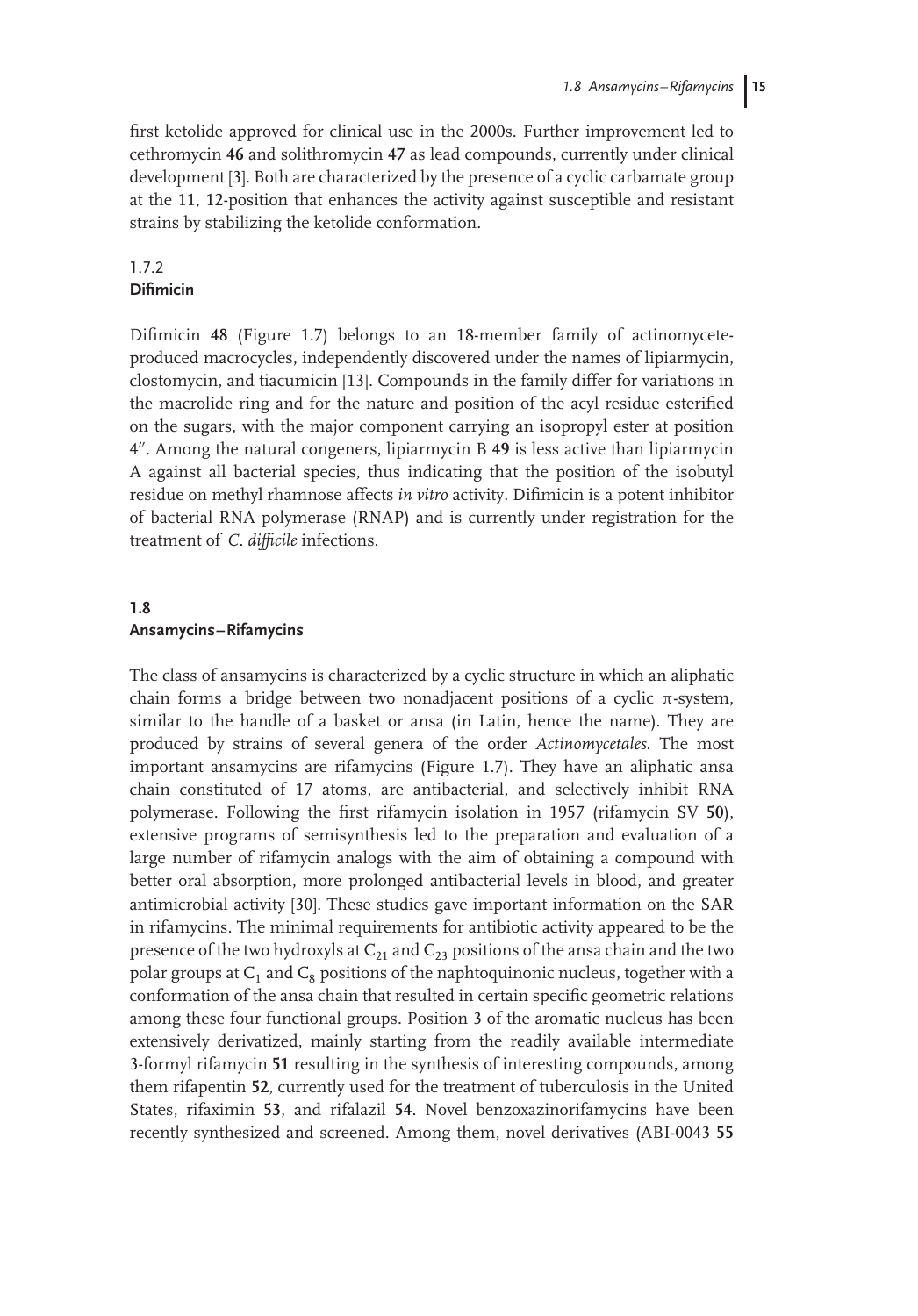first ketolide approved for clinical use in the 2000s. Further improvement led to cethromycin **46** and solithromycin **47** as lead compounds, currently under clinical development [3]. Both are characterized by the presence of a cyclic carbamate group at the 11, 12-position that enhances the activity against susceptible and resistant strains by stabilizing the ketolide conformation.

### 1.7.2
### Difimicin

Difimicin **48** (Figure 1.7) belongs to an 18-member family of actinomycete-produced macrocycles, independently discovered under the names of lipiarmycin, clostomycin, and tiacumicin [13]. Compounds in the family differ for variations in the macrolide ring and for the nature and position of the acyl residue esterified on the sugars, with the major component carrying an isopropyl ester at position 4″. Among the natural congeners, lipiarmycin B **49** is less active than lipiarmycin A against all bacterial species, thus indicating that the position of the isobutyl residue on methyl rhamnose affects *in vitro* activity. Difimicin is a potent inhibitor of bacterial RNA polymerase (RNAP) and is currently under registration for the treatment of *C. difficile* infections.

## 1.8
## Ansamycins–Rifamycins

The class of ansamycins is characterized by a cyclic structure in which an aliphatic chain forms a bridge between two nonadjacent positions of a cyclic $\pi$-system, similar to the handle of a basket or ansa (in Latin, hence the name). They are produced by strains of several genera of the order *Actinomycetales*. The most important ansamycins are rifamycins (Figure 1.7). They have an aliphatic ansa chain constituted of 17 atoms, are antibacterial, and selectively inhibit RNA polymerase. Following the first rifamycin isolation in 1957 (rifamycin SV **50**), extensive programs of semisynthesis led to the preparation and evaluation of a large number of rifamycin analogs with the aim of obtaining a compound with better oral absorption, more prolonged antibacterial levels in blood, and greater antimicrobial activity [30]. These studies gave important information on the SAR in rifamycins. The minimal requirements for antibiotic activity appeared to be the presence of the two hydroxyls at $C_{21}$ and $C_{23}$ positions of the ansa chain and the two polar groups at $C_1$ and $C_8$ positions of the naphtoquinonic nucleus, together with a conformation of the ansa chain that resulted in certain specific geometric relations among these four functional groups. Position 3 of the aromatic nucleus has been extensively derivatized, mainly starting from the readily available intermediate 3-formyl rifamycin **51** resulting in the synthesis of interesting compounds, among them rifapentin **52**, currently used for the treatment of tuberculosis in the United States, rifaximin **53**, and rifalazil **54**. Novel benzoxazinorifamycins have been recently synthesized and screened. Among them, novel derivatives (ABI-0043 **55**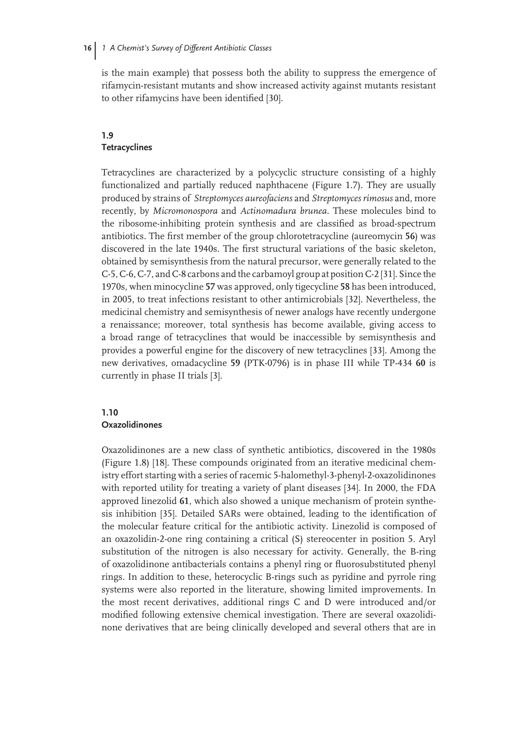is the main example) that possess both the ability to suppress the emergence of rifamycin-resistant mutants and show increased activity against mutants resistant to other rifamycins have been identified [30].

## 1.9 Tetracyclines

Tetracyclines are characterized by a polycyclic structure consisting of a highly functionalized and partially reduced naphthacene (Figure 1.7). They are usually produced by strains of *Streptomyces aureofaciens* and *Streptomyces rimosus* and, more recently, by *Micromonospora* and *Actinomadura brunea*. These molecules bind to the ribosome-inhibiting protein synthesis and are classified as broad-spectrum antibiotics. The first member of the group chlorotetracycline (aureomycin **56**) was discovered in the late 1940s. The first structural variations of the basic skeleton, obtained by semisynthesis from the natural precursor, were generally related to the C-5, C-6, C-7, and C-8 carbons and the carbamoyl group at position C-2 [31]. Since the 1970s, when minocycline **57** was approved, only tigecycline **58** has been introduced, in 2005, to treat infections resistant to other antimicrobials [32]. Nevertheless, the medicinal chemistry and semisynthesis of newer analogs have recently undergone a renaissance; moreover, total synthesis has become available, giving access to a broad range of tetracyclines that would be inaccessible by semisynthesis and provides a powerful engine for the discovery of new tetracyclines [33]. Among the new derivatives, omadacycline **59** (PTK-0796) is in phase III while TP-434 **60** is currently in phase II trials [3].

## 1.10 Oxazolidinones

Oxazolidinones are a new class of synthetic antibiotics, discovered in the 1980s (Figure 1.8) [18]. These compounds originated from an iterative medicinal chemistry effort starting with a series of racemic 5-halomethyl-3-phenyl-2-oxazolidinones with reported utility for treating a variety of plant diseases [34]. In 2000, the FDA approved linezolid **61**, which also showed a unique mechanism of protein synthesis inhibition [35]. Detailed SARs were obtained, leading to the identification of the molecular feature critical for the antibiotic activity. Linezolid is composed of an oxazolidin-2-one ring containing a critical (S) stereocenter in position 5. Aryl substitution of the nitrogen is also necessary for activity. Generally, the B-ring of oxazolidinone antibacterials contains a phenyl ring or fluorosubstituted phenyl rings. In addition to these, heterocyclic B-rings such as pyridine and pyrrole ring systems were also reported in the literature, showing limited improvements. In the most recent derivatives, additional rings C and D were introduced and/or modified following extensive chemical investigation. There are several oxazolidinone derivatives that are being clinically developed and several others that are in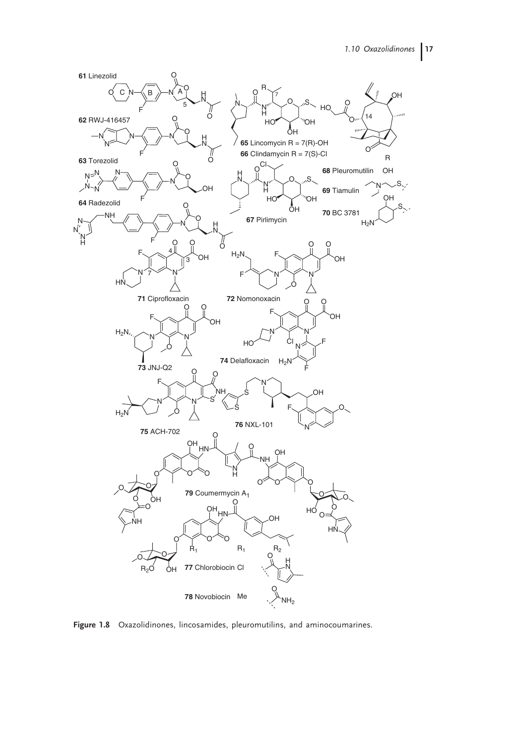**Figure 1.8** Oxazolidinones, lincosamides, pleuromutilins, and aminocoumarines.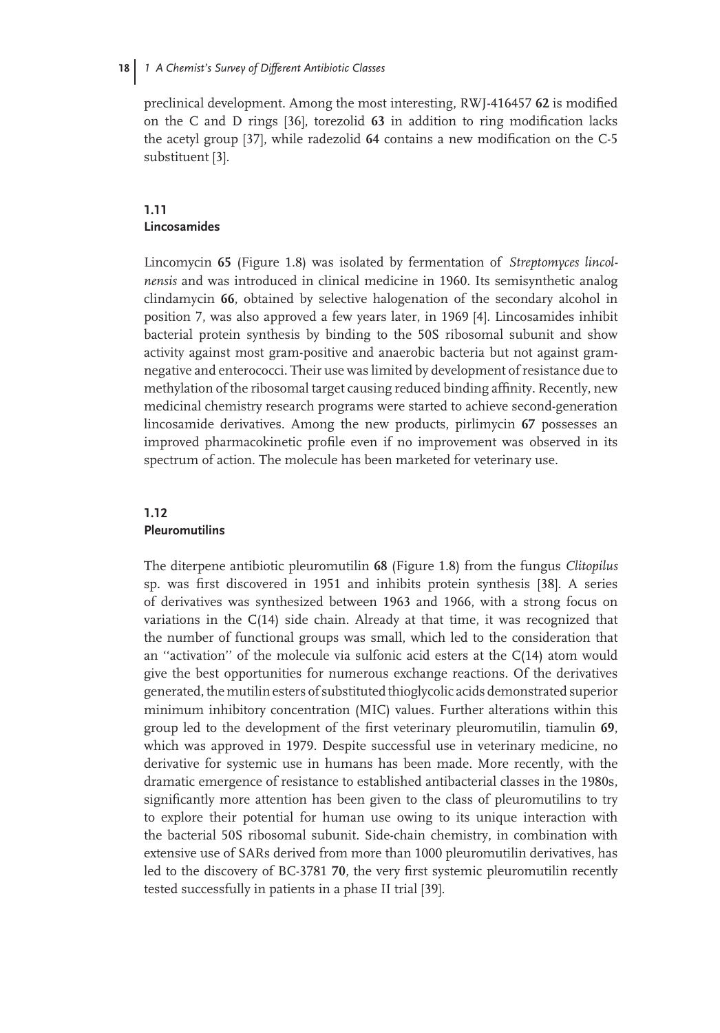preclinical development. Among the most interesting, RWJ-416457 **62** is modified on the C and D rings [36], torezolid **63** in addition to ring modification lacks the acetyl group [37], while radezolid **64** contains a new modification on the C-5 substituent [3].

## 1.11 Lincosamides

Lincomycin **65** (Figure 1.8) was isolated by fermentation of *Streptomyces lincolnensis* and was introduced in clinical medicine in 1960. Its semisynthetic analog clindamycin **66**, obtained by selective halogenation of the secondary alcohol in position 7, was also approved a few years later, in 1969 [4]. Lincosamides inhibit bacterial protein synthesis by binding to the 50S ribosomal subunit and show activity against most gram-positive and anaerobic bacteria but not against gram-negative and enterococci. Their use was limited by development of resistance due to methylation of the ribosomal target causing reduced binding affinity. Recently, new medicinal chemistry research programs were started to achieve second-generation lincosamide derivatives. Among the new products, pirlimycin **67** possesses an improved pharmacokinetic profile even if no improvement was observed in its spectrum of action. The molecule has been marketed for veterinary use.

## 1.12 Pleuromutilins

The diterpene antibiotic pleuromutilin **68** (Figure 1.8) from the fungus *Clitopilus* sp. was first discovered in 1951 and inhibits protein synthesis [38]. A series of derivatives was synthesized between 1963 and 1966, with a strong focus on variations in the C(14) side chain. Already at that time, it was recognized that the number of functional groups was small, which led to the consideration that an ''activation'' of the molecule via sulfonic acid esters at the C(14) atom would give the best opportunities for numerous exchange reactions. Of the derivatives generated, the mutilin esters of substituted thioglycolic acids demonstrated superior minimum inhibitory concentration (MIC) values. Further alterations within this group led to the development of the first veterinary pleuromutilin, tiamulin **69**, which was approved in 1979. Despite successful use in veterinary medicine, no derivative for systemic use in humans has been made. More recently, with the dramatic emergence of resistance to established antibacterial classes in the 1980s, significantly more attention has been given to the class of pleuromutilins to try to explore their potential for human use owing to its unique interaction with the bacterial 50S ribosomal subunit. Side-chain chemistry, in combination with extensive use of SARs derived from more than 1000 pleuromutilin derivatives, has led to the discovery of BC-3781 **70**, the very first systemic pleuromutilin recently tested successfully in patients in a phase II trial [39].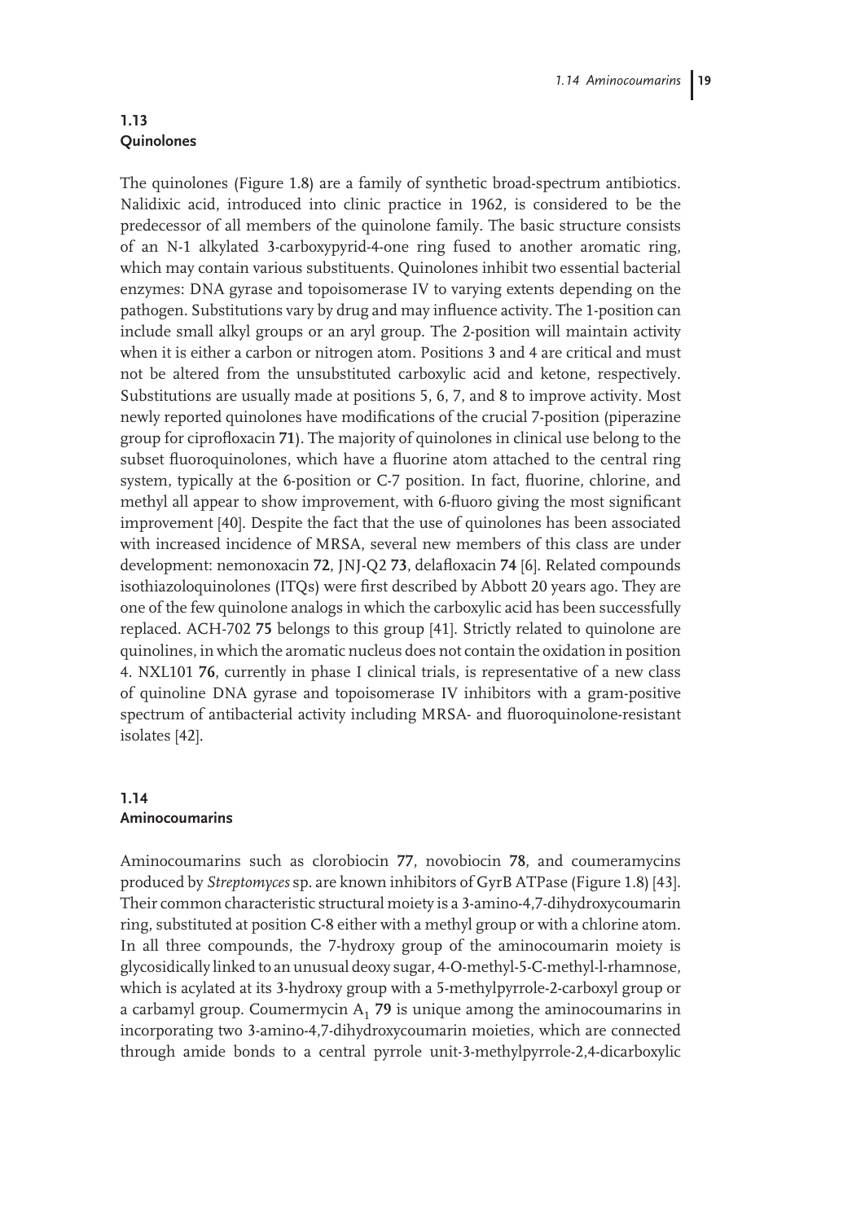## 1.13 Quinolones

The quinolones (Figure 1.8) are a family of synthetic broad-spectrum antibiotics. Nalidixic acid, introduced into clinic practice in 1962, is considered to be the predecessor of all members of the quinolone family. The basic structure consists of an N-1 alkylated 3-carboxypyrid-4-one ring fused to another aromatic ring, which may contain various substituents. Quinolones inhibit two essential bacterial enzymes: DNA gyrase and topoisomerase IV to varying extents depending on the pathogen. Substitutions vary by drug and may influence activity. The 1-position can include small alkyl groups or an aryl group. The 2-position will maintain activity when it is either a carbon or nitrogen atom. Positions 3 and 4 are critical and must not be altered from the unsubstituted carboxylic acid and ketone, respectively. Substitutions are usually made at positions 5, 6, 7, and 8 to improve activity. Most newly reported quinolones have modifications of the crucial 7-position (piperazine group for ciprofloxacin **71**). The majority of quinolones in clinical use belong to the subset fluoroquinolones, which have a fluorine atom attached to the central ring system, typically at the 6-position or C-7 position. In fact, fluorine, chlorine, and methyl all appear to show improvement, with 6-fluoro giving the most significant improvement [40]. Despite the fact that the use of quinolones has been associated with increased incidence of MRSA, several new members of this class are under development: nemonoxacin **72**, JNJ-Q2 **73**, delafloxacin **74** [6]. Related compounds isothiazoloquinolones (ITQs) were first described by Abbott 20 years ago. They are one of the few quinolone analogs in which the carboxylic acid has been successfully replaced. ACH-702 **75** belongs to this group [41]. Strictly related to quinolone are quinolines, in which the aromatic nucleus does not contain the oxidation in position 4. NXL101 **76**, currently in phase I clinical trials, is representative of a new class of quinoline DNA gyrase and topoisomerase IV inhibitors with a gram-positive spectrum of antibacterial activity including MRSA- and fluoroquinolone-resistant isolates [42].

## 1.14 Aminocoumarins

Aminocoumarins such as clorobiocin **77**, novobiocin **78**, and coumeramycins produced by *Streptomyces* sp. are known inhibitors of GyrB ATPase (Figure 1.8) [43]. Their common characteristic structural moiety is a 3-amino-4,7-dihydroxycoumarin ring, substituted at position C-8 either with a methyl group or with a chlorine atom. In all three compounds, the 7-hydroxy group of the aminocoumarin moiety is glycosidically linked to an unusual deoxy sugar, 4-O-methyl-5-C-methyl-l-rhamnose, which is acylated at its 3-hydroxy group with a 5-methylpyrrole-2-carboxyl group or a carbamyl group. Coumermycin $A_1$ **79** is unique among the aminocoumarins in incorporating two 3-amino-4,7-dihydroxycoumarin moieties, which are connected through amide bonds to a central pyrrole unit-3-methylpyrrole-2,4-dicarboxylic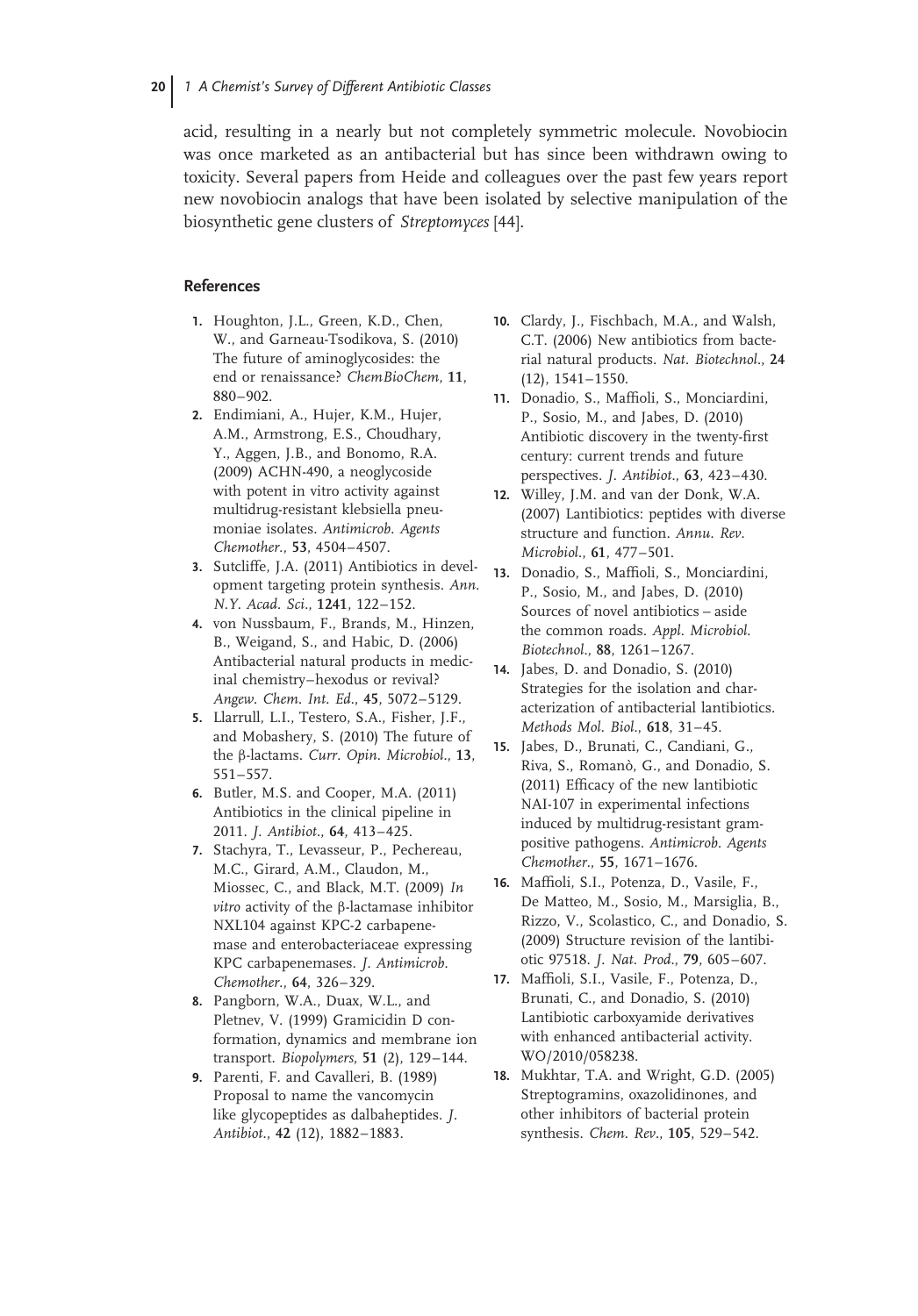acid, resulting in a nearly but not completely symmetric molecule. Novobiocin was once marketed as an antibacterial but has since been withdrawn owing to toxicity. Several papers from Heide and colleagues over the past few years report new novobiocin analogs that have been isolated by selective manipulation of the biosynthetic gene clusters of *Streptomyces* [44].

## References

1. Houghton, J.L., Green, K.D., Chen, W., and Garneau-Tsodikova, S. (2010) The future of aminoglycosides: the end or renaissance? *ChemBioChem*, **11**, 880–902.
2. Endimiani, A., Hujer, K.M., Hujer, A.M., Armstrong, E.S., Choudhary, Y., Aggen, J.B., and Bonomo, R.A. (2009) ACHN-490, a neoglycoside with potent in vitro activity against multidrug-resistant klebsiella pneumoniae isolates. *Antimicrob. Agents Chemother.*, **53**, 4504–4507.
3. Sutcliffe, J.A. (2011) Antibiotics in development targeting protein synthesis. *Ann. N.Y. Acad. Sci.*, **1241**, 122–152.
4. von Nussbaum, F., Brands, M., Hinzen, B., Weigand, S., and Habic, D. (2006) Antibacterial natural products in medicinal chemistry–hexodus or revival? *Angew. Chem. Int. Ed.*, **45**, 5072–5129.
5. Llarrull, L.I., Testero, S.A., Fisher, J.F., and Mobashery, S. (2010) The future of the β-lactams. *Curr. Opin. Microbiol.*, **13**, 551–557.
6. Butler, M.S. and Cooper, M.A. (2011) Antibiotics in the clinical pipeline in 2011. *J. Antibiot.*, **64**, 413–425.
7. Stachyra, T., Levasseur, P., Pechereau, M.C., Girard, A.M., Claudon, M., Miossec, C., and Black, M.T. (2009) *In vitro* activity of the β-lactamase inhibitor NXL104 against KPC-2 carbapenemase and enterobacteriaceae expressing KPC carbapenemases. *J. Antimicrob. Chemother.*, **64**, 326–329.
8. Pangborn, W.A., Duax, W.L., and Pletnev, V. (1999) Gramicidin D conformation, dynamics and membrane ion transport. *Biopolymers*, **51** (2), 129–144.
9. Parenti, F. and Cavalleri, B. (1989) Proposal to name the vancomycin like glycopeptides as dalbaheptides. *J. Antibiot.*, **42** (12), 1882–1883.
10. Clardy, J., Fischbach, M.A., and Walsh, C.T. (2006) New antibiotics from bacterial natural products. *Nat. Biotechnol.*, **24** (12), 1541–1550.
11. Donadio, S., Maffioli, S., Monciardini, P., Sosio, M., and Jabes, D. (2010) Antibiotic discovery in the twenty-first century: current trends and future perspectives. *J. Antibiot.*, **63**, 423–430.
12. Willey, J.M. and van der Donk, W.A. (2007) Lantibiotics: peptides with diverse structure and function. *Annu. Rev. Microbiol.*, **61**, 477–501.
13. Donadio, S., Maffioli, S., Monciardini, P., Sosio, M., and Jabes, D. (2010) Sources of novel antibiotics – aside the common roads. *Appl. Microbiol. Biotechnol.*, **88**, 1261–1267.
14. Jabes, D. and Donadio, S. (2010) Strategies for the isolation and characterization of antibacterial lantibiotics. *Methods Mol. Biol.*, **618**, 31–45.
15. Jabes, D., Brunati, C., Candiani, G., Riva, S., Romanò, G., and Donadio, S. (2011) Efficacy of the new lantibiotic NAI-107 in experimental infections induced by multidrug-resistant gram-positive pathogens. *Antimicrob. Agents Chemother.*, **55**, 1671–1676.
16. Maffioli, S.I., Potenza, D., Vasile, F., De Matteo, M., Sosio, M., Marsiglia, B., Rizzo, V., Scolastico, C., and Donadio, S. (2009) Structure revision of the lantibiotic 97518. *J. Nat. Prod.*, **79**, 605–607.
17. Maffioli, S.I., Vasile, F., Potenza, D., Brunati, C., and Donadio, S. (2010) Lantibiotic carboxyamide derivatives with enhanced antibacterial activity. WO/2010/058238.
18. Mukhtar, T.A. and Wright, G.D. (2005) Streptogramins, oxazolidinones, and other inhibitors of bacterial protein synthesis. *Chem. Rev.*, **105**, 529–542.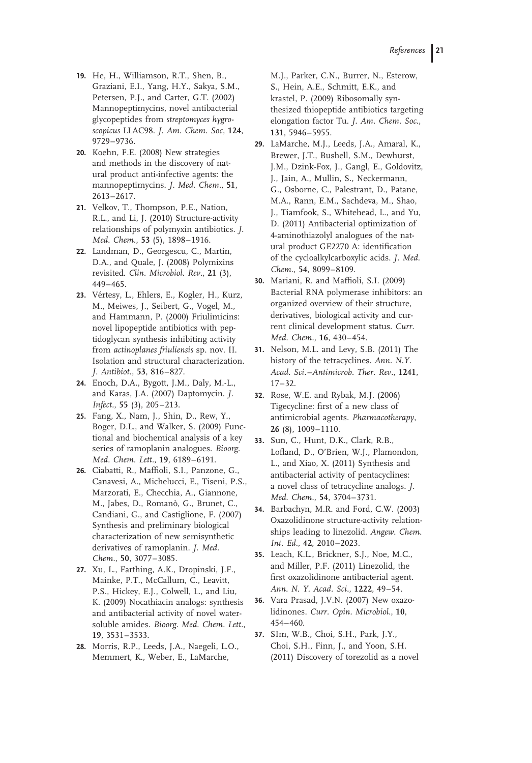19. He, H., Williamson, R.T., Shen, B., Graziani, E.I., Yang, H.Y., Sakya, S.M., Petersen, P.J., and Carter, G.T. (2002) Mannopeptimycins, novel antibacterial glycopeptides from *streptomyces hygroscopicus* LLAC98. *J. Am. Chem. Soc*, **124**, 9729–9736.
20. Koehn, F.E. (2008) New strategies and methods in the discovery of natural product anti-infective agents: the mannopeptimycins. *J. Med. Chem.*, **51**, 2613–2617.
21. Velkov, T., Thompson, P.E., Nation, R.L., and Li, J. (2010) Structure-activity relationships of polymyxin antibiotics. *J. Med. Chem.*, **53** (5), 1898–1916.
22. Landman, D., Georgescu, C., Martin, D.A., and Quale, J. (2008) Polymixins revisited. *Clin. Microbiol. Rev.*, **21** (3), 449–465.
23. Vértesy, L., Ehlers, E., Kogler, H., Kurz, M., Meiwes, J., Seibert, G., Vogel, M., and Hammann, P. (2000) Friulimicins: novel lipopeptide antibiotics with peptidoglycan synthesis inhibiting activity from *actinoplanes friuliensis* sp. nov. II. Isolation and structural characterization. *J. Antibiot.*, **53**, 816–827.
24. Enoch, D.A., Bygott, J.M., Daly, M.-L., and Karas, J.A. (2007) Daptomycin. *J. Infect.*, **55** (3), 205–213.
25. Fang, X., Nam, J., Shin, D., Rew, Y., Boger, D.L., and Walker, S. (2009) Functional and biochemical analysis of a key series of ramoplanin analogues. *Bioorg. Med. Chem. Lett.*, **19**, 6189–6191.
26. Ciabatti, R., Maffioli, S.I., Panzone, G., Canavesi, A., Michelucci, E., Tiseni, P.S., Marzorati, E., Checchia, A., Giannone, M., Jabes, D., Romanò, G., Brunet, C., Candiani, G., and Castiglione, F. (2007) Synthesis and preliminary biological characterization of new semisynthetic derivatives of ramoplanin. *J. Med. Chem.*, **50**, 3077–3085.
27. Xu, L., Farthing, A.K., Dropinski, J.F., Mainke, P.T., McCallum, C., Leavitt, P.S., Hickey, E.J., Colwell, L., and Liu, K. (2009) Nocathiacin analogs: synthesis and antibacterial activity of novel water-soluble amides. *Bioorg. Med. Chem. Lett.*, **19**, 3531–3533.
28. Morris, R.P., Leeds, J.A., Naegeli, L.O., Memmert, K., Weber, E., LaMarche, M.J., Parker, C.N., Burrer, N., Esterow, S., Hein, A.E., Schmitt, E.K., and krastel, P. (2009) Ribosomally synthesized thiopeptide antibiotics targeting elongation factor Tu. *J. Am. Chem. Soc.*, **131**, 5946–5955.
29. LaMarche, M.J., Leeds, J.A., Amaral, K., Brewer, J.T., Bushell, S.M., Dewhurst, J.M., Dzink-Fox, J., Gangl, E., Goldovitz, J., Jain, A., Mullin, S., Neckermann, G., Osborne, C., Palestrant, D., Patane, M.A., Rann, E.M., Sachdeva, M., Shao, J., Tiamfook, S., Whitehead, L., and Yu, D. (2011) Antibacterial optimization of 4-aminothiazolyl analogues of the natural product GE2270 A: identification of the cycloalkylcarboxylic acids. *J. Med. Chem.*, **54**, 8099–8109.
30. Mariani, R. and Maffioli, S.I. (2009) Bacterial RNA polymerase inhibitors: an organized overview of their structure, derivatives, biological activity and current clinical development status. *Curr. Med. Chem.*, **16**, 430–454.
31. Nelson, M.L. and Levy, S.B. (2011) The history of the tetracyclines. *Ann. N.Y. Acad. Sci.–Antimicrob. Ther. Rev.*, **1241**, 17–32.
32. Rose, W.E. and Rybak, M.J. (2006) Tigecycline: first of a new class of antimicrobial agents. *Pharmacotherapy*, **26** (8), 1009–1110.
33. Sun, C., Hunt, D.K., Clark, R.B., Lofland, D., O'Brien, W.J., Plamondon, L., and Xiao, X. (2011) Synthesis and antibacterial activity of pentacyclines: a novel class of tetracycline analogs. *J. Med. Chem.*, **54**, 3704–3731.
34. Barbachyn, M.R. and Ford, C.W. (2003) Oxazolidinone structure-activity relationships leading to linezolid. *Angew. Chem. Int. Ed.*, **42**, 2010–2023.
35. Leach, K.L., Brickner, S.J., Noe, M.C., and Miller, P.F. (2011) Linezolid, the first oxazolidinone antibacterial agent. *Ann. N. Y. Acad. Sci.*, **1222**, 49–54.
36. Vara Prasad, J.V.N. (2007) New oxazolidinones. *Curr. Opin. Microbiol.*, **10**, 454–460.
37. SIm, W.B., Choi, S.H., Park, J.Y., Choi, S.H., Finn, J., and Yoon, S.H. (2011) Discovery of torezolid as a novel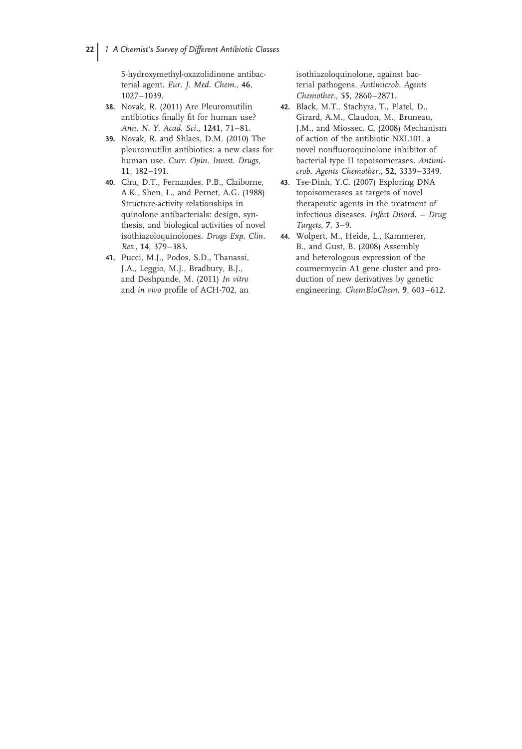5-hydroxymethyl-oxazolidinone antibacterial agent. *Eur. J. Med. Chem.*, **46**, 1027–1039.

38. Novak, R. (2011) Are Pleuromutilin antibiotics finally fit for human use? *Ann. N. Y. Acad. Sci.*, **1241**, 71–81.
39. Novak, R. and Shlaes, D.M. (2010) The pleuromutilin antibiotics: a new class for human use. *Curr. Opin. Invest. Drugs*, **11**, 182–191.
40. Chu, D.T., Fernandes, P.B., Claiborne, A.K., Shen, L., and Pernet, A.G. (1988) Structure-activity relationships in quinolone antibacterials: design, synthesis, and biological activities of novel isothiazoloquinolones. *Drugs Exp. Clin. Res.*, **14**, 379–383.
41. Pucci, M.J., Podos, S.D., Thanassi, J.A., Leggio, M.J., Bradbury, B.J., and Deshpande, M. (2011) *In vitro* and *in vivo* profile of ACH-702, an isothiazoloquinolone, against bacterial pathogens. *Antimicrob. Agents Chemother.*, **55**, 2860–2871.
42. Black, M.T., Stachyra, T., Platel, D., Girard, A.M., Claudon, M., Bruneau, J.M., and Miossec, C. (2008) Mechanism of action of the antibiotic NXL101, a novel nonfluoroquinolone inhibitor of bacterial type II topoisomerases. *Antimicrob. Agents Chemother.*, **52**, 3339–3349.
43. Tse-Dinh, Y.C. (2007) Exploring DNA topoisomerases as targets of novel therapeutic agents in the treatment of infectious diseases. *Infect Disord. – Drug Targets*, **7**, 3–9.
44. Wolpert, M., Heide, L., Kammerer, B., and Gust, B. (2008) Assembly and heterologous expression of the coumermycin A1 gene cluster and production of new derivatives by genetic engineering. *ChemBioChem*, **9**, 603–612.